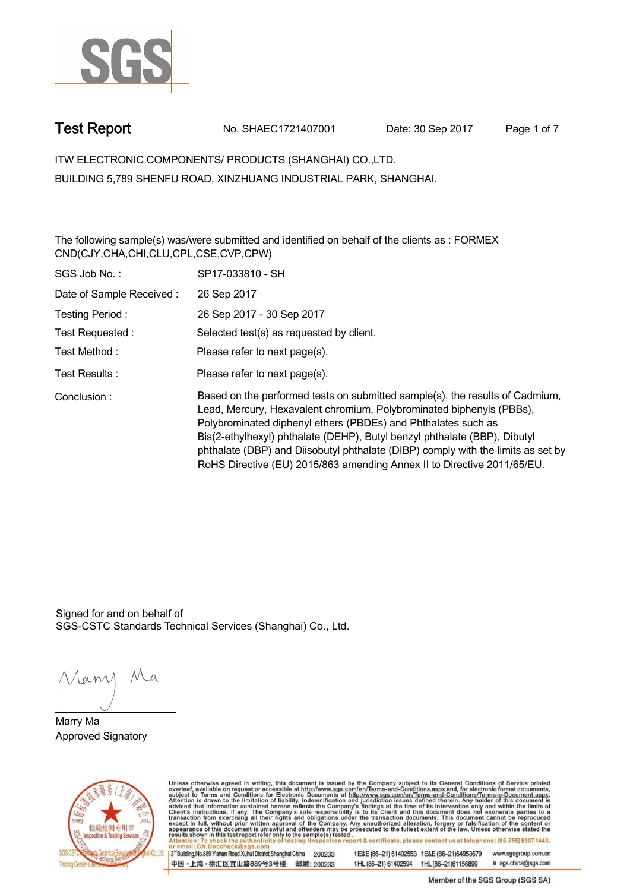# Test Report

No. SHAEC1721407001 Date: 30 Sep 2017

ITW ELECTRONIC COMPONENTS/ PRODUCTS (SHANGHAI) CO.,LTD.
BUILDING 5,789 SHENFU ROAD, XINZHUANG INDUSTRIAL PARK, SHANGHAI.

The following sample(s) was/were submitted and identified on behalf of the clients as : FORMEX CND(CJY,CHA,CHI,CLU,CPL,CSE,CVP,CPW)

| | |
|---|---|
| SGS Job No. : | SP17-033810 - SH |
| Date of Sample Received : | 26 Sep 2017 |
| Testing Period : | 26 Sep 2017 - 30 Sep 2017 |
| Test Requested : | Selected test(s) as requested by client. |
| Test Method : | Please refer to next page(s). |
| Test Results : | Please refer to next page(s). |
| Conclusion : | Based on the performed tests on submitted sample(s), the results of Cadmium, Lead, Mercury, Hexavalent chromium, Polybrominated biphenyls (PBBs), Polybrominated diphenyl ethers (PBDEs) and Phthalates such as Bis(2-ethylhexyl) phthalate (DEHP), Butyl benzyl phthalate (BBP), Dibutyl phthalate (DBP) and Diisobutyl phthalate (DIBP) comply with the limits as set by RoHS Directive (EU) 2015/863 amending Annex II to Directive 2011/65/EU. |

Signed for and on behalf of
SGS-CSTC Standards Technical Services (Shanghai) Co., Ltd.

Marry Ma
Approved Signatory

Unless otherwise agreed in writing, this document is issued by the Company subject to its General Conditions of Service printed overleaf, available on request or accessible at http://www.sgs.com/en/Terms-and-Conditions.aspx and, for electronic format documents, subject to Terms and Conditions for Electronic Documents at http://www.sgs.com/en/Terms-and-Conditions/Terms-e-Document.aspx. Attention is drawn to the limitation of liability, indemnification and jurisdiction issues defined therein. Any holder of this document is advised that information contained hereon reflects the Company's findings at the time of its intervention only and within the limits of Client's instructions, if any. The Company's sole responsibility is to its Client and this document does not exonerate parties to a transaction from exercising all their rights and obligations under the transaction documents. This document cannot be reproduced except in full, without prior written approval of the Company. Any unauthorized alteration, forgery or falsification of the content or appearance of this document is unlawful and offenders may be prosecuted to the fullest extent of the law. Unless otherwise stated the results shown in this test report refer only to the sample(s) tested.
Attention: To check the authenticity of testing /inspection report & certificate, please contact us at telephone: (86-755) 8307 1443, or email: CN.Doccheck@sgs.com

3rd Building,No.889 Yishan Road Xuhui District,Shanghai China 200233 t E&E (86-21) 61402553 f E&E (86-21)64953679 www.sgsgroup.com.cn
中国・上海・徐汇区宜山路889号3号楼 邮编: 200233 t HL (86-21) 61402594 f HL (86-21)61156899 e sgs.china@sgs.com

Member of the SGS Group (SGS SA)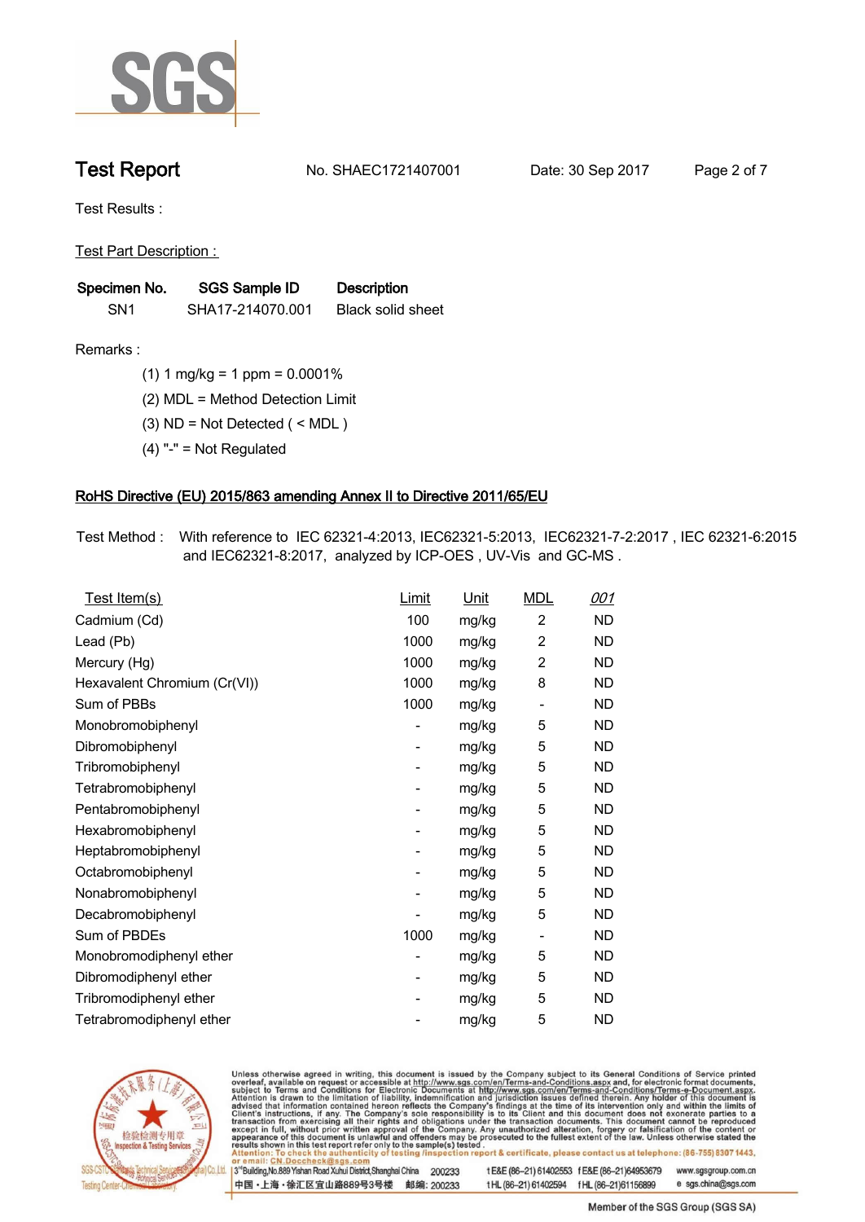# Test Report

No. SHAEC1721407001 Date: 30 Sep 2017

Test Results :

Test Part Description :

| Specimen No. | SGS Sample ID | Description |
|---|---|---|
| SN1 | SHA17-214070.001 | Black solid sheet |

Remarks :

(1) 1 mg/kg = 1 ppm = 0.0001%

(2) MDL = Method Detection Limit

(3) ND = Not Detected ( < MDL )

(4) "-" = Not Regulated

## RoHS Directive (EU) 2015/863 amending Annex II to Directive 2011/65/EU

Test Method : With reference to IEC 62321-4:2013, IEC62321-5:2013, IEC62321-7-2:2017 , IEC 62321-6:2015 and IEC62321-8:2017, analyzed by ICP-OES , UV-Vis and GC-MS .

| Test Item(s) | Limit | Unit | MDL | 001 |
|---|---|---|---|---|
| Cadmium (Cd) | 100 | mg/kg | 2 | ND |
| Lead (Pb) | 1000 | mg/kg | 2 | ND |
| Mercury (Hg) | 1000 | mg/kg | 2 | ND |
| Hexavalent Chromium (Cr(VI)) | 1000 | mg/kg | 8 | ND |
| Sum of PBBs | 1000 | mg/kg | - | ND |
| Monobromobiphenyl | - | mg/kg | 5 | ND |
| Dibromobiphenyl | - | mg/kg | 5 | ND |
| Tribromobiphenyl | - | mg/kg | 5 | ND |
| Tetrabromobiphenyl | - | mg/kg | 5 | ND |
| Pentabromobiphenyl | - | mg/kg | 5 | ND |
| Hexabromobiphenyl | - | mg/kg | 5 | ND |
| Heptabromobiphenyl | - | mg/kg | 5 | ND |
| Octabromobiphenyl | - | mg/kg | 5 | ND |
| Nonabromobiphenyl | - | mg/kg | 5 | ND |
| Decabromobiphenyl | - | mg/kg | 5 | ND |
| Sum of PBDEs | 1000 | mg/kg | - | ND |
| Monobromodiphenyl ether | - | mg/kg | 5 | ND |
| Dibromodiphenyl ether | - | mg/kg | 5 | ND |
| Tribromodiphenyl ether | - | mg/kg | 5 | ND |
| Tetrabromodiphenyl ether | - | mg/kg | 5 | ND |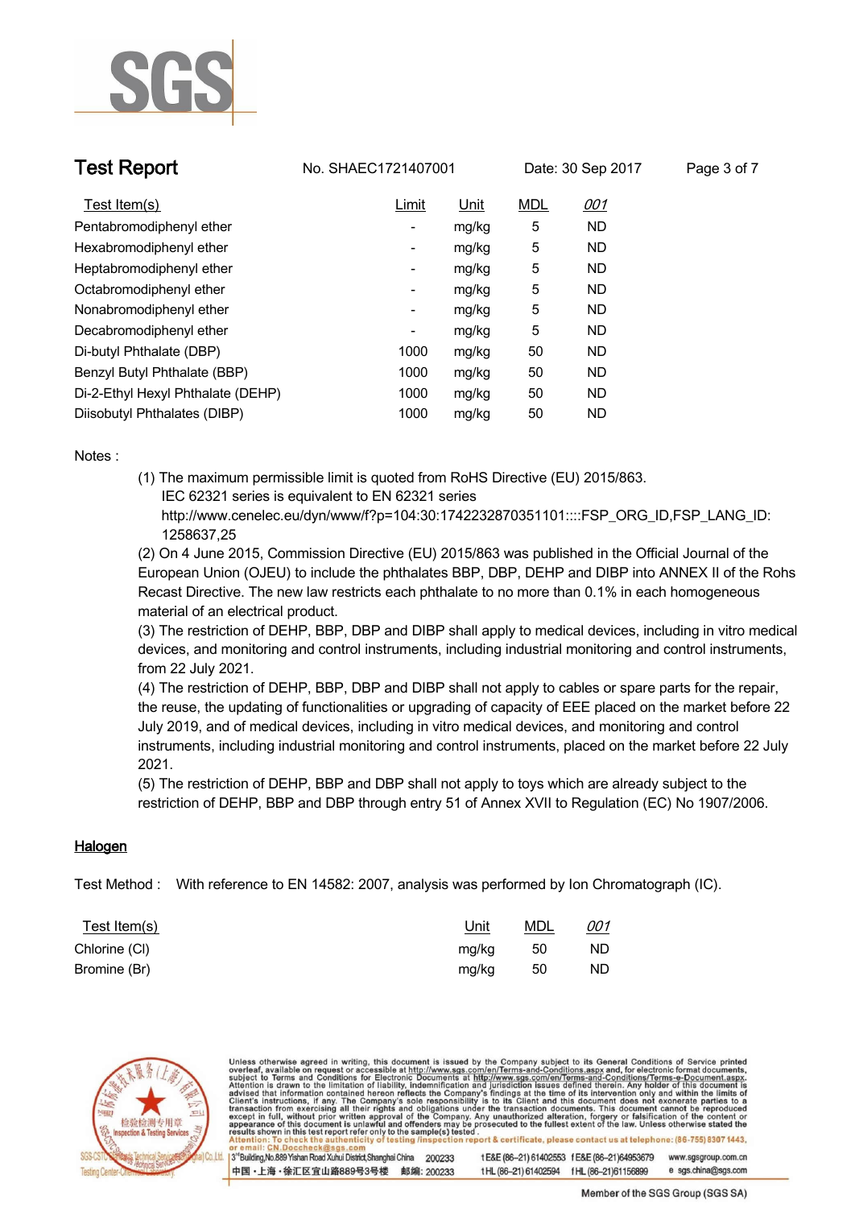| Test Item(s) | Limit | Unit | MDL | 001 |
|---|---|---|---|---|
| Pentabromodiphenyl ether | - | mg/kg | 5 | ND |
| Hexabromodiphenyl ether | - | mg/kg | 5 | ND |
| Heptabromodiphenyl ether | - | mg/kg | 5 | ND |
| Octabromodiphenyl ether | - | mg/kg | 5 | ND |
| Nonabromodiphenyl ether | - | mg/kg | 5 | ND |
| Decabromodiphenyl ether | - | mg/kg | 5 | ND |
| Di-butyl Phthalate (DBP) | 1000 | mg/kg | 50 | ND |
| Benzyl Butyl Phthalate (BBP) | 1000 | mg/kg | 50 | ND |
| Di-2-Ethyl Hexyl Phthalate (DEHP) | 1000 | mg/kg | 50 | ND |
| Diisobutyl Phthalates (DIBP) | 1000 | mg/kg | 50 | ND |

Notes :

(1) The maximum permissible limit is quoted from RoHS Directive (EU) 2015/863.
IEC 62321 series is equivalent to EN 62321 series
http://www.cenelec.eu/dyn/www/f?p=104:30:1742232870351101::::FSP_ORG_ID,FSP_LANG_ID:1258637,25

(2) On 4 June 2015, Commission Directive (EU) 2015/863 was published in the Official Journal of the European Union (OJEU) to include the phthalates BBP, DBP, DEHP and DIBP into ANNEX II of the Rohs Recast Directive. The new law restricts each phthalate to no more than 0.1% in each homogeneous material of an electrical product.

(3) The restriction of DEHP, BBP, DBP and DIBP shall apply to medical devices, including in vitro medical devices, and monitoring and control instruments, including industrial monitoring and control instruments, from 22 July 2021.

(4) The restriction of DEHP, BBP, DBP and DIBP shall not apply to cables or spare parts for the repair, the reuse, the updating of functionalities or upgrading of capacity of EEE placed on the market before 22 July 2019, and of medical devices, including in vitro medical devices, and monitoring and control instruments, including industrial monitoring and control instruments, placed on the market before 22 July 2021.

(5) The restriction of DEHP, BBP and DBP shall not apply to toys which are already subject to the restriction of DEHP, BBP and DBP through entry 51 of Annex XVII to Regulation (EC) No 1907/2006.

## Halogen

Test Method : With reference to EN 14582: 2007, analysis was performed by Ion Chromatograph (IC).

| Test Item(s) | Unit | MDL | 001 |
|---|---|---|---|
| Chlorine (Cl) | mg/kg | 50 | ND |
| Bromine (Br) | mg/kg | 50 | ND |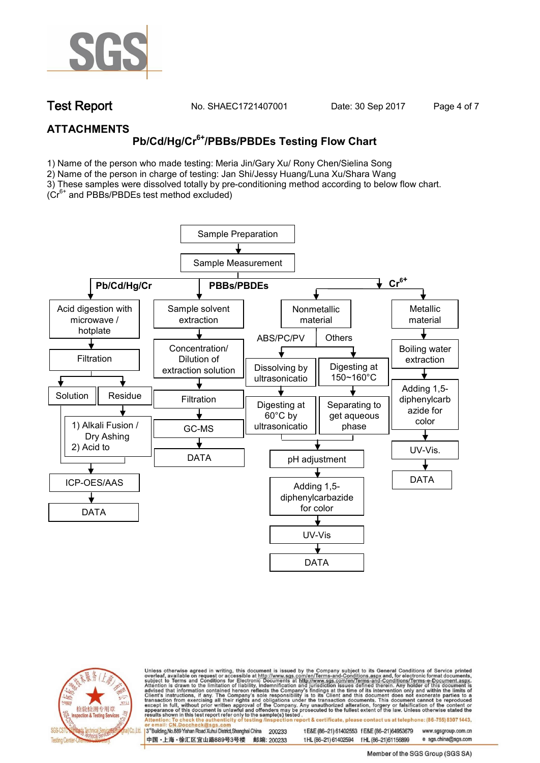# Test Report

No. SHAEC1721407001 Date: 30 Sep 2017

## ATTACHMENTS

### Pb/Cd/Hg/$Cr^{6+}$/PBBs/PBDEs Testing Flow Chart

1) Name of the person who made testing: Meria Jin/Gary Xu/ Rony Chen/Sielina Song
2) Name of the person in charge of testing: Jan Shi/Jessy Huang/Luna Xu/Shara Wang
3) These samples were dissolved totally by pre-conditioning method according to below flow chart. ($Cr^{6+}$ and PBBs/PBDEs test method excluded)

Sample Preparation → Sample Measurement

**Pb/Cd/Hg/Cr**
- Acid digestion with microwave / hotplate → Filtration
  - Solution → ICP-OES/AAS → DATA
  - Residue → 1) Alkali Fusion / Dry Ashing 2) Acid to → ICP-OES/AAS → DATA

**PBBs/PBDEs**
- Sample solvent extraction → Concentration/ Dilution of extraction solution → Filtration → GC-MS → DATA

**$Cr^{6+}$**
- Nonmetallic material
  - ABS/PC/PV: Dissolving by ultrasonicatio → Digesting at 60°C by ultrasonicatio → pH adjustment
  - Others: Digesting at 150~160°C → Separating to get aqueous phase → pH adjustment
  - pH adjustment → Adding 1,5-diphenylcarbazide for color → UV-Vis → DATA
- Metallic material → Boiling water extraction → Adding 1,5-diphenylcarb azide for color → UV-Vis. → DATA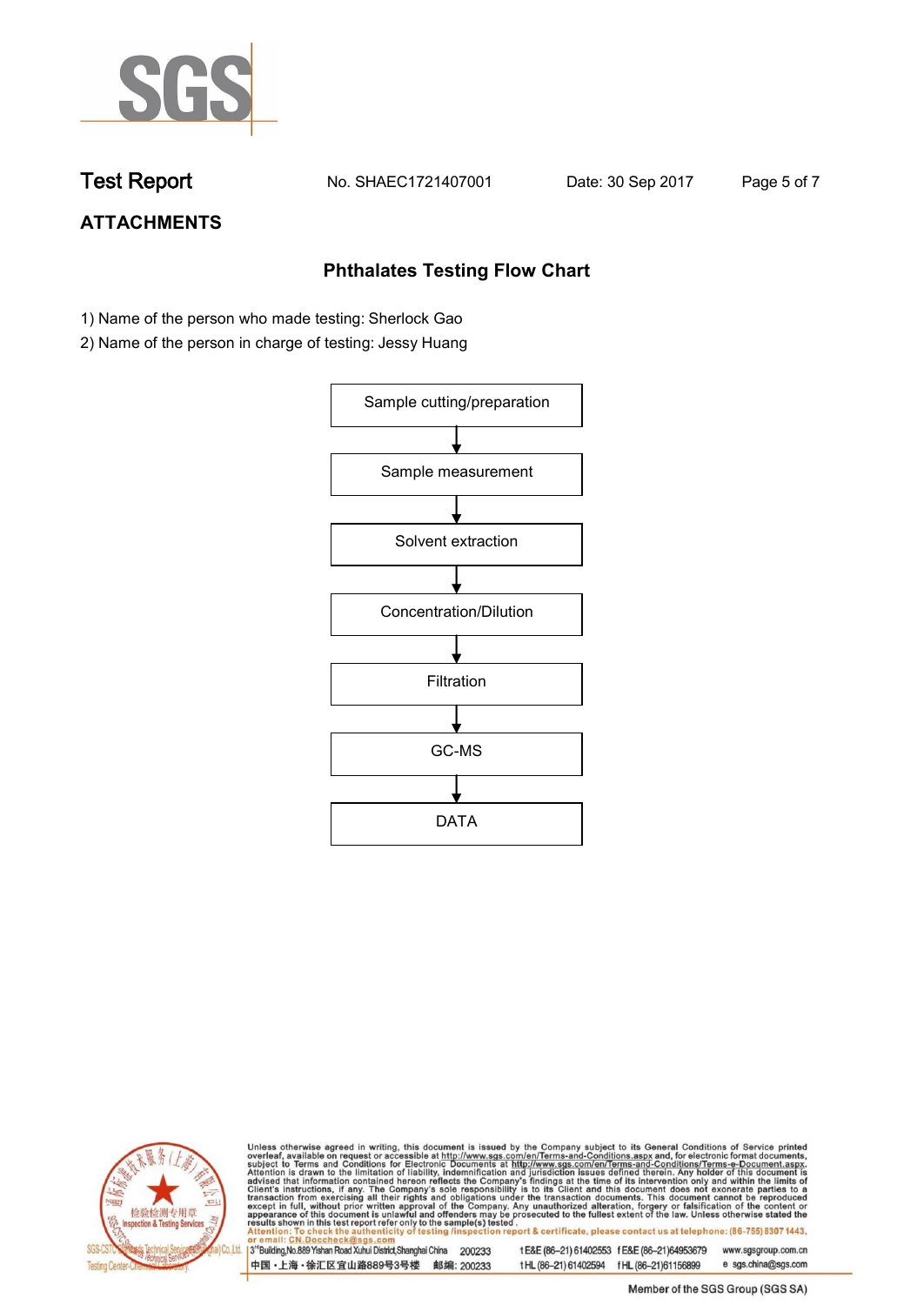# Test Report

No. SHAEC1721407001 Date: 30 Sep 2017

## ATTACHMENTS

### Phthalates Testing Flow Chart

1) Name of the person who made testing: Sherlock Gao
2) Name of the person in charge of testing: Jessy Huang

Sample cutting/preparation

↓

Sample measurement

↓

Solvent extraction

↓

Concentration/Dilution

↓

Filtration

↓

GC-MS

↓

DATA

Unless otherwise agreed in writing, this document is issued by the Company subject to its General Conditions of Service printed overleaf, available on request or accessible at http://www.sgs.com/en/Terms-and-Conditions.aspx and, for electronic format documents, subject to Terms and Conditions for Electronic Documents at http://www.sgs.com/en/Terms-and-Conditions/Terms-e-Document.aspx. Attention is drawn to the limitation of liability, indemnification and jurisdiction issues defined therein. Any holder of this document is advised that information contained hereon reflects the Company's findings at the time of its intervention only and within the limits of Client's instructions, if any. The Company's sole responsibility is to its Client and this document does not exonerate parties to a transaction from exercising all their rights and obligations under the transaction documents. This document cannot be reproduced except in full, without prior written approval of the Company. Any unauthorized alteration, forgery or falsification of the content or appearance of this document is unlawful and offenders may be prosecuted to the fullest extent of the law. Unless otherwise stated the results shown in this test report refer only to the sample(s) tested.
Attention: To check the authenticity of testing /inspection report & certificate, please contact us at telephone: (86-755) 8307 1443, or email: CN.Doccheck@sgs.com

3rd Building,No.889 Yishan Road Xuhui District,Shanghai China 200233 t E&E (86–21) 61402553 f E&E (86–21)64953679 www.sgsgroup.com.cn
中国・上海・徐汇区宜山路889号3号楼 邮编: 200233 t HL (86–21) 61402594 f HL (86–21)61156899 e sgs.china@sgs.com

Member of the SGS Group (SGS SA)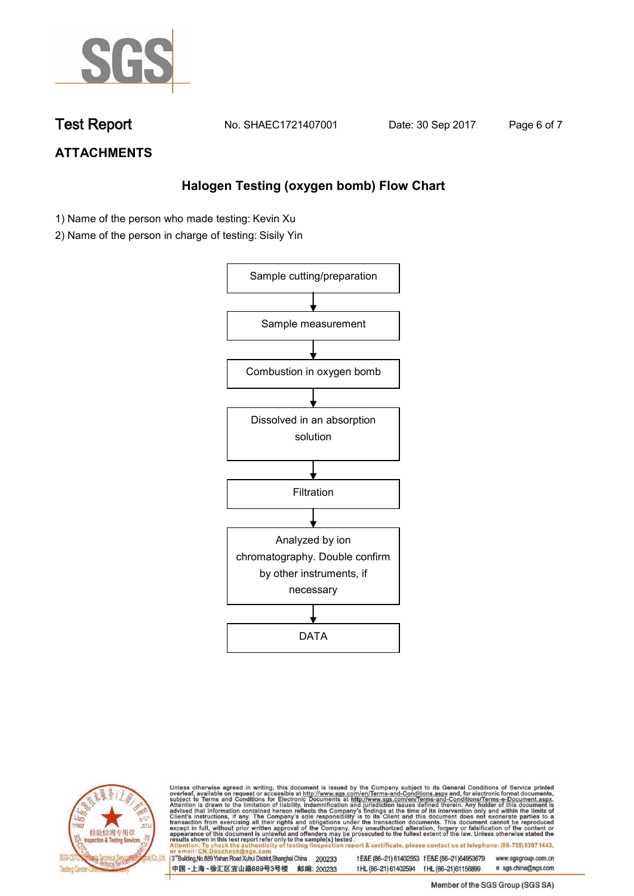# ATTACHMENTS

## Halogen Testing (oxygen bomb) Flow Chart

1) Name of the person who made testing: Kevin Xu
2) Name of the person in charge of testing: Sisily Yin

Sample cutting/preparation

↓

Sample measurement

↓

Combustion in oxygen bomb

↓

Dissolved in an absorption solution

↓

Filtration

↓

Analyzed by ion chromatography. Double confirm by other instruments, if necessary

↓

DATA

Unless otherwise agreed in writing, this document is issued by the Company subject to its General Conditions of Service printed overleaf, available on request or accessible at http://www.sgs.com/en/Terms-and-Conditions.aspx and, for electronic format documents, subject to Terms and Conditions for Electronic Documents at http://www.sgs.com/en/Terms-and-Conditions/Terms-e-Document.aspx. Attention is drawn to the limitation of liability, indemnification and jurisdiction issues defined therein. Any holder of this document is advised that information contained hereon reflects the Company's findings at the time of its intervention only and within the limits of Client's instructions, if any. The Company's sole responsibility is to its Client and this document does not exonerate parties to a transaction from exercising all their rights and obligations under the transaction documents. This document cannot be reproduced except in full, without prior written approval of the Company. Any unauthorized alteration, forgery or falsification of the content or appearance of this document is unlawful and offenders may be prosecuted to the fullest extent of the law. Unless otherwise stated the results shown in this test report refer only to the sample(s) tested .
Attention: To check the authenticity of testing /inspection report & certificate, please contact us at telephone: (86-755) 8307 1443, or email: CN.Doccheck@sgs.com

3rd Building,No.889 Yishan Road Xuhui District,Shanghai China 200233 t E&E (86-21) 61402553 f E&E (86-21)64953679 www.sgsgroup.com.cn
中国・上海・徐汇区宜山路889号3号楼 邮编: 200233 t HL (86-21) 61402594 f HL (86-21)61156899 e sgs.china@sgs.com

Member of the SGS Group (SGS SA)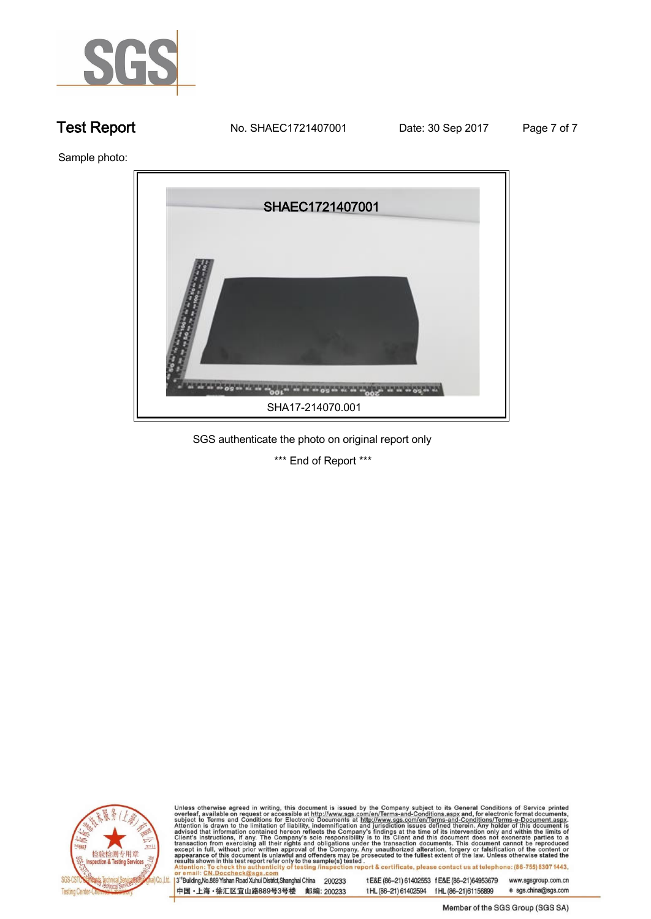**Test Report** No. SHAEC1721407001 Date: 30 Sep 2017

Sample photo:

SHAEC1721407001

SHA17-214070.001

SGS authenticate the photo on original report only

*** End of Report ***